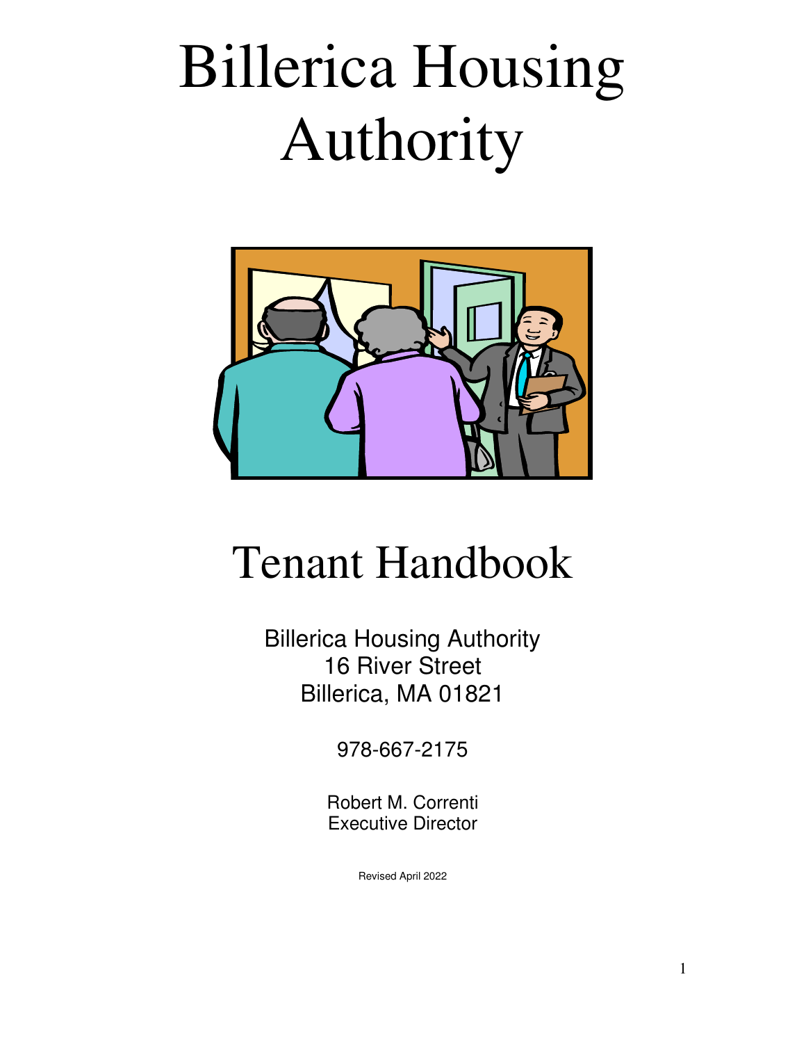# Billerica Housing Authority

# Tenant Handbook

Billerica Housing Authority
16 River Street
Billerica, MA 01821

978-667-2175

Robert M. Correnti
Executive Director

Revised April 2022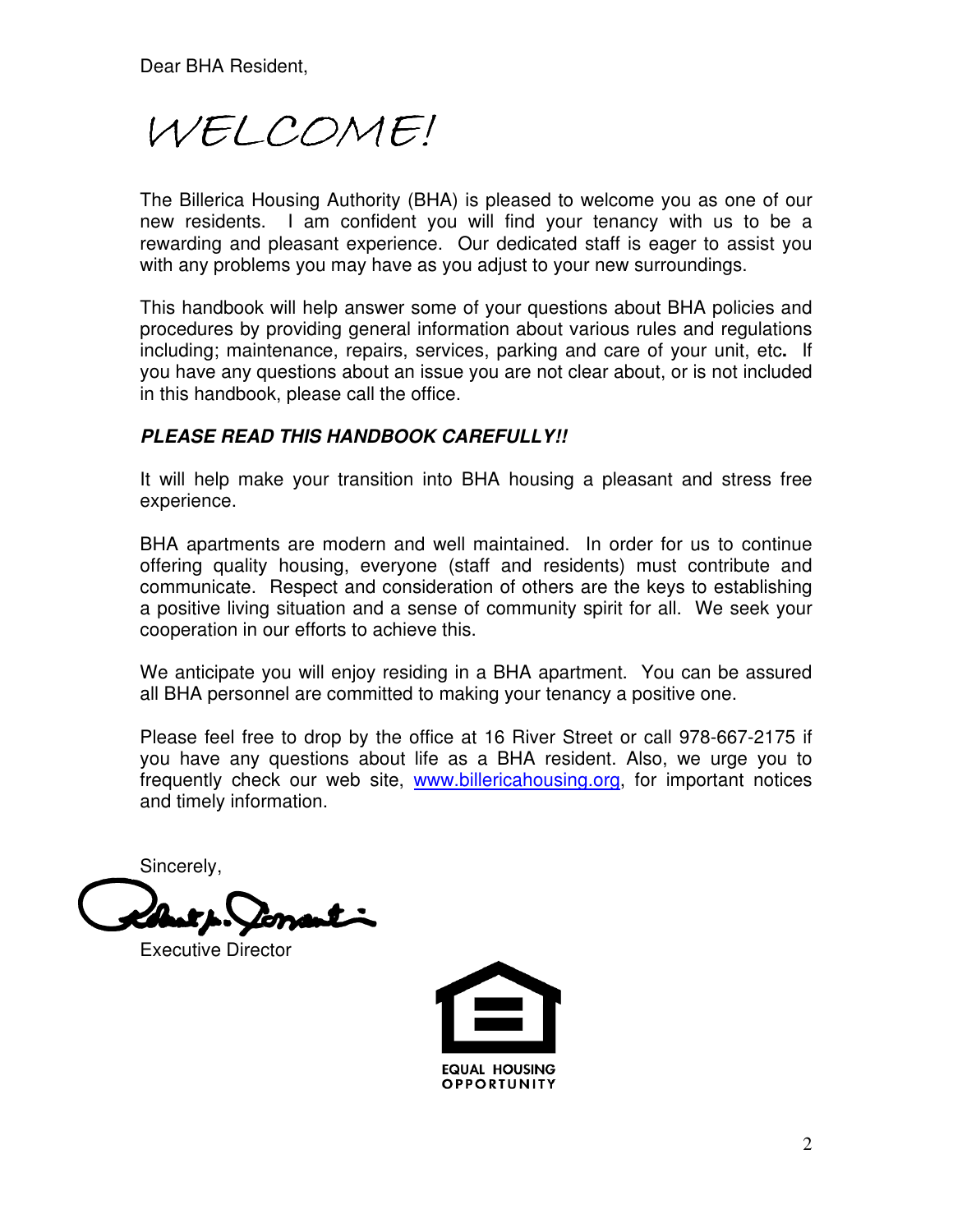Dear BHA Resident,

# WELCOME!

The Billerica Housing Authority (BHA) is pleased to welcome you as one of our new residents. I am confident you will find your tenancy with us to be a rewarding and pleasant experience. Our dedicated staff is eager to assist you with any problems you may have as you adjust to your new surroundings.

This handbook will help answer some of your questions about BHA policies and procedures by providing general information about various rules and regulations including; maintenance, repairs, services, parking and care of your unit, etc**.** If you have any questions about an issue you are not clear about, or is not included in this handbook, please call the office.

***PLEASE READ THIS HANDBOOK CAREFULLY!!***

It will help make your transition into BHA housing a pleasant and stress free experience.

BHA apartments are modern and well maintained. In order for us to continue offering quality housing, everyone (staff and residents) must contribute and communicate. Respect and consideration of others are the keys to establishing a positive living situation and a sense of community spirit for all. We seek your cooperation in our efforts to achieve this.

We anticipate you will enjoy residing in a BHA apartment. You can be assured all BHA personnel are committed to making your tenancy a positive one.

Please feel free to drop by the office at 16 River Street or call 978-667-2175 if you have any questions about life as a BHA resident. Also, we urge you to frequently check our web site, www.billericahousing.org, for important notices and timely information.

Sincerely,

Executive Director

EQUAL HOUSING OPPORTUNITY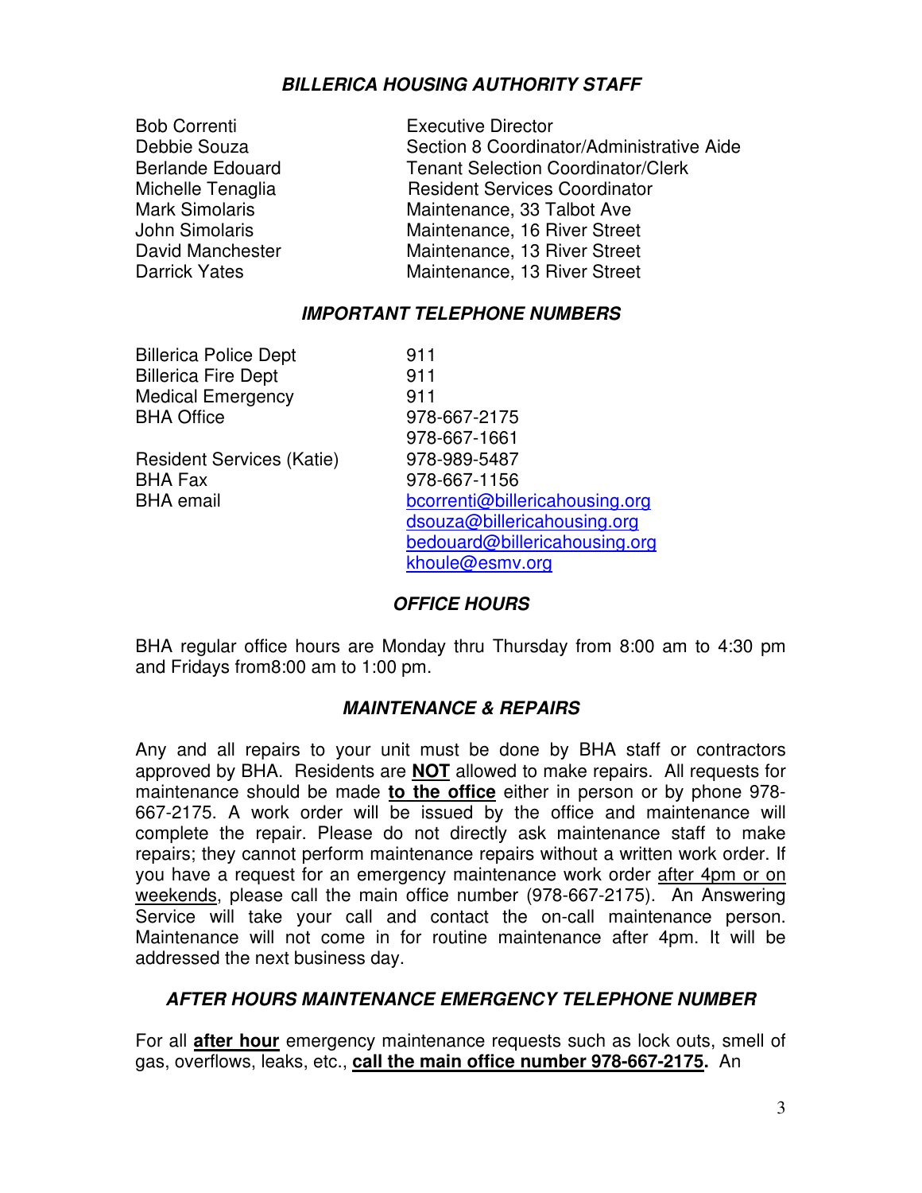## ***BILLERICA HOUSING AUTHORITY STAFF***

| | |
|---|---|
| Bob Correnti | Executive Director |
| Debbie Souza | Section 8 Coordinator/Administrative Aide |
| Berlande Edouard | Tenant Selection Coordinator/Clerk |
| Michelle Tenaglia | Resident Services Coordinator |
| Mark Simolaris | Maintenance, 33 Talbot Ave |
| John Simolaris | Maintenance, 16 River Street |
| David Manchester | Maintenance, 13 River Street |
| Darrick Yates | Maintenance, 13 River Street |

## ***IMPORTANT TELEPHONE NUMBERS***

| | |
|---|---|
| Billerica Police Dept | 911 |
| Billerica Fire Dept | 911 |
| Medical Emergency | 911 |
| BHA Office | 978-667-2175 |
| | 978-667-1661 |
| Resident Services (Katie) | 978-989-5487 |
| BHA Fax | 978-667-1156 |
| BHA email | bcorrenti@billericahousing.org |
| | dsouza@billericahousing.org |
| | bedouard@billericahousing.org |
| | khoule@esmv.org |

## ***OFFICE HOURS***

BHA regular office hours are Monday thru Thursday from 8:00 am to 4:30 pm and Fridays from8:00 am to 1:00 pm.

## ***MAINTENANCE & REPAIRS***

Any and all repairs to your unit must be done by BHA staff or contractors approved by BHA. Residents are **NOT** allowed to make repairs. All requests for maintenance should be made **to the office** either in person or by phone 978-667-2175. A work order will be issued by the office and maintenance will complete the repair. Please do not directly ask maintenance staff to make repairs; they cannot perform maintenance repairs without a written work order. If you have a request for an emergency maintenance work order after 4pm or on weekends, please call the main office number (978-667-2175). An Answering Service will take your call and contact the on-call maintenance person. Maintenance will not come in for routine maintenance after 4pm. It will be addressed the next business day.

## ***AFTER HOURS MAINTENANCE EMERGENCY TELEPHONE NUMBER***

For all **after hour** emergency maintenance requests such as lock outs, smell of gas, overflows, leaks, etc., **call the main office number 978-667-2175.** An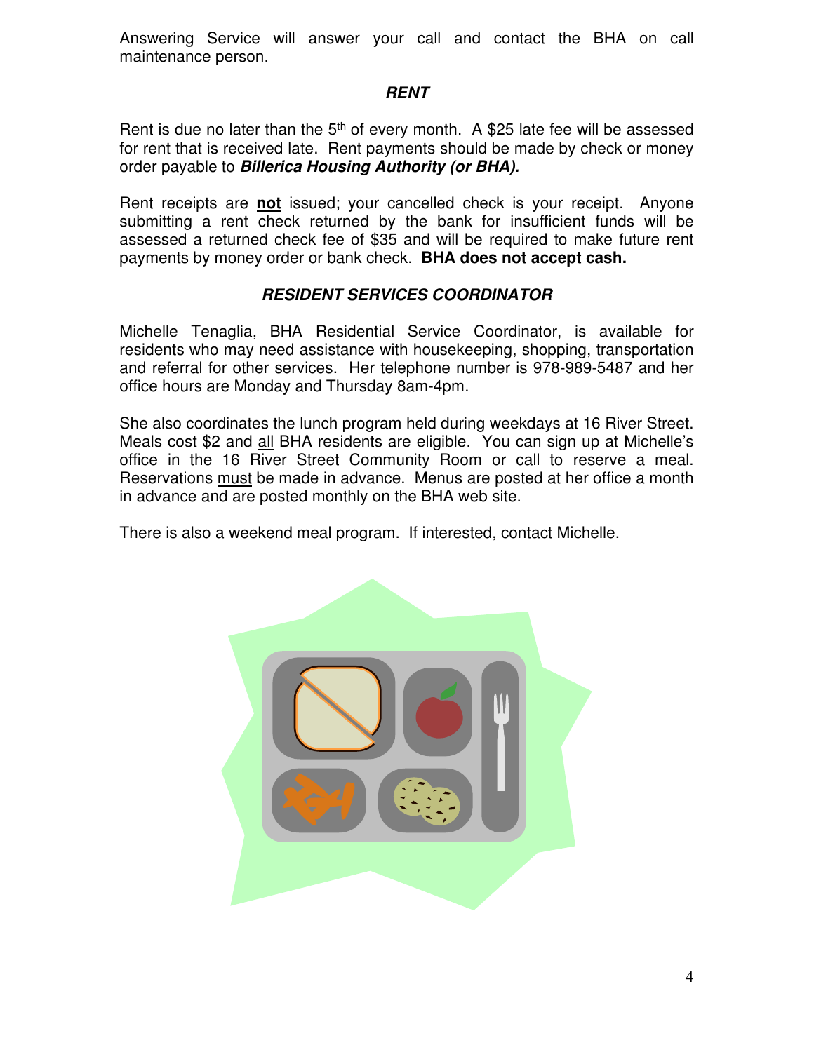Answering Service will answer your call and contact the BHA on call maintenance person.

## *RENT*

Rent is due no later than the 5th of every month. A $25 late fee will be assessed for rent that is received late. Rent payments should be made by check or money order payable to ***Billerica Housing Authority (or BHA).***

Rent receipts are **not** issued; your cancelled check is your receipt. Anyone submitting a rent check returned by the bank for insufficient funds will be assessed a returned check fee of $35 and will be required to make future rent payments by money order or bank check. **BHA does not accept cash.**

## *RESIDENT SERVICES COORDINATOR*

Michelle Tenaglia, BHA Residential Service Coordinator, is available for residents who may need assistance with housekeeping, shopping, transportation and referral for other services. Her telephone number is 978-989-5487 and her office hours are Monday and Thursday 8am-4pm.

She also coordinates the lunch program held during weekdays at 16 River Street. Meals cost $2 and all BHA residents are eligible. You can sign up at Michelle's office in the 16 River Street Community Room or call to reserve a meal. Reservations must be made in advance. Menus are posted at her office a month in advance and are posted monthly on the BHA web site.

There is also a weekend meal program. If interested, contact Michelle.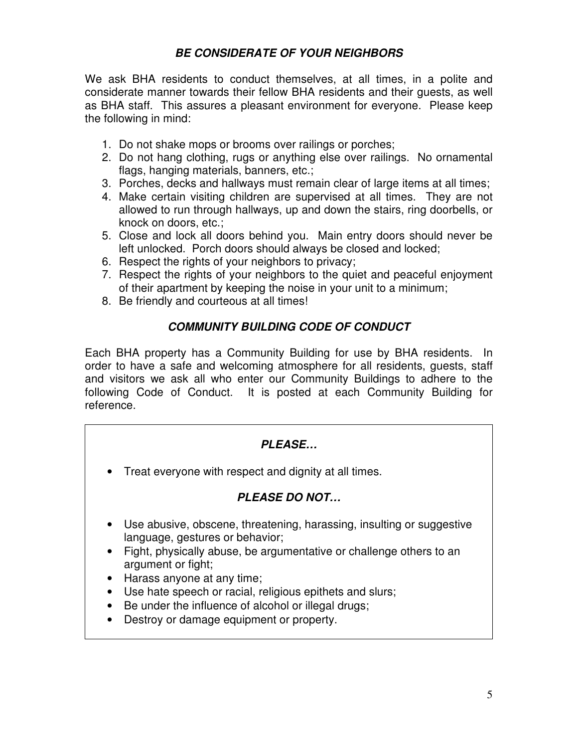## ***BE CONSIDERATE OF YOUR NEIGHBORS***

We ask BHA residents to conduct themselves, at all times, in a polite and considerate manner towards their fellow BHA residents and their guests, as well as BHA staff. This assures a pleasant environment for everyone. Please keep the following in mind:

1. Do not shake mops or brooms over railings or porches;
2. Do not hang clothing, rugs or anything else over railings. No ornamental flags, hanging materials, banners, etc.;
3. Porches, decks and hallways must remain clear of large items at all times;
4. Make certain visiting children are supervised at all times. They are not allowed to run through hallways, up and down the stairs, ring doorbells, or knock on doors, etc.;
5. Close and lock all doors behind you. Main entry doors should never be left unlocked. Porch doors should always be closed and locked;
6. Respect the rights of your neighbors to privacy;
7. Respect the rights of your neighbors to the quiet and peaceful enjoyment of their apartment by keeping the noise in your unit to a minimum;
8. Be friendly and courteous at all times!

## ***COMMUNITY BUILDING CODE OF CONDUCT***

Each BHA property has a Community Building for use by BHA residents. In order to have a safe and welcoming atmosphere for all residents, guests, staff and visitors we ask all who enter our Community Buildings to adhere to the following Code of Conduct. It is posted at each Community Building for reference.

### ***PLEASE…***

- Treat everyone with respect and dignity at all times.

### ***PLEASE DO NOT…***

- Use abusive, obscene, threatening, harassing, insulting or suggestive language, gestures or behavior;
- Fight, physically abuse, be argumentative or challenge others to an argument or fight;
- Harass anyone at any time;
- Use hate speech or racial, religious epithets and slurs;
- Be under the influence of alcohol or illegal drugs;
- Destroy or damage equipment or property.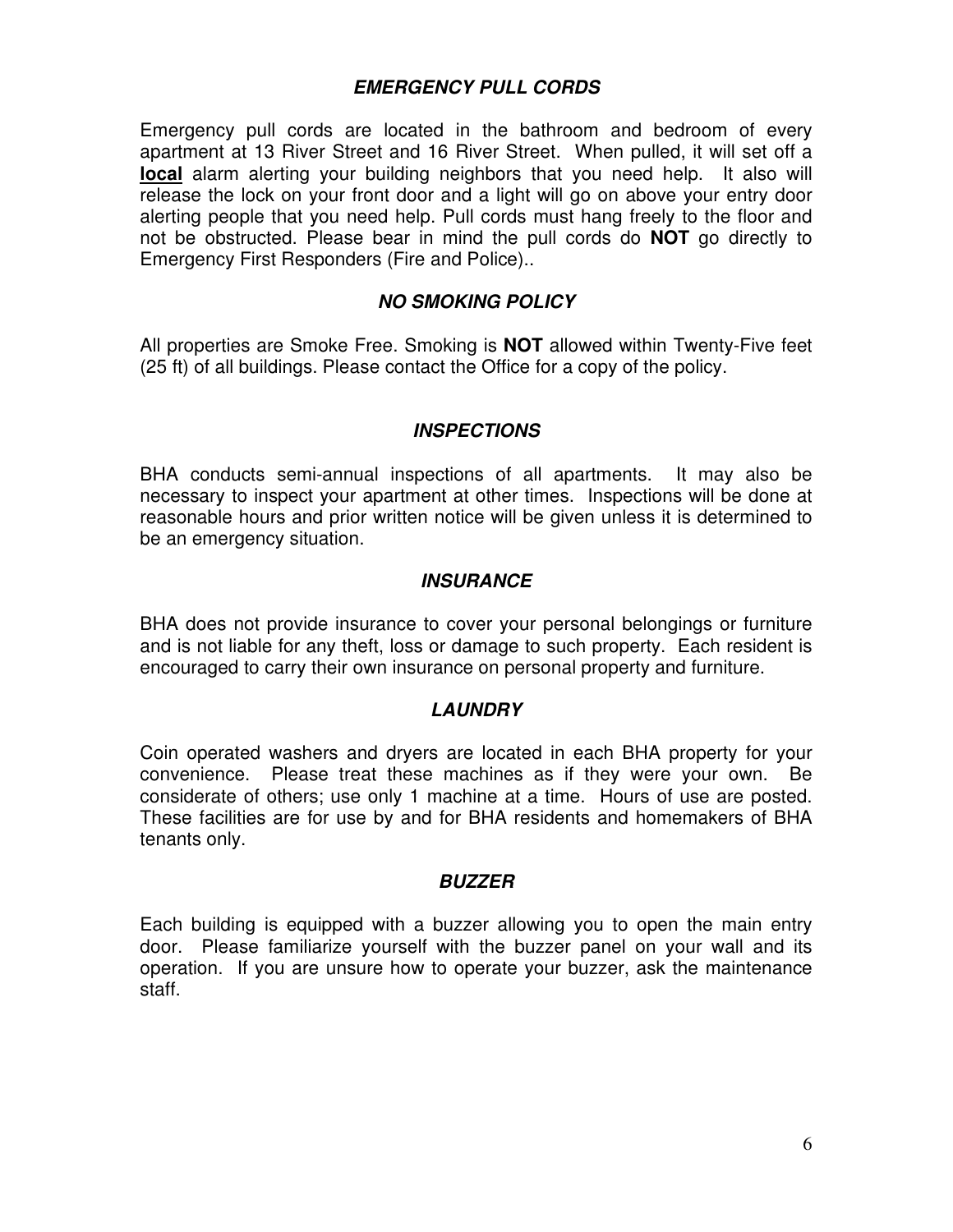### ***EMERGENCY PULL CORDS***

Emergency pull cords are located in the bathroom and bedroom of every apartment at 13 River Street and 16 River Street. When pulled, it will set off a **local** alarm alerting your building neighbors that you need help. It also will release the lock on your front door and a light will go on above your entry door alerting people that you need help. Pull cords must hang freely to the floor and not be obstructed. Please bear in mind the pull cords do **NOT** go directly to Emergency First Responders (Fire and Police)..

### ***NO SMOKING POLICY***

All properties are Smoke Free. Smoking is **NOT** allowed within Twenty-Five feet (25 ft) of all buildings. Please contact the Office for a copy of the policy.

### ***INSPECTIONS***

BHA conducts semi-annual inspections of all apartments. It may also be necessary to inspect your apartment at other times. Inspections will be done at reasonable hours and prior written notice will be given unless it is determined to be an emergency situation.

### ***INSURANCE***

BHA does not provide insurance to cover your personal belongings or furniture and is not liable for any theft, loss or damage to such property. Each resident is encouraged to carry their own insurance on personal property and furniture.

### ***LAUNDRY***

Coin operated washers and dryers are located in each BHA property for your convenience. Please treat these machines as if they were your own. Be considerate of others; use only 1 machine at a time. Hours of use are posted. These facilities are for use by and for BHA residents and homemakers of BHA tenants only.

### ***BUZZER***

Each building is equipped with a buzzer allowing you to open the main entry door. Please familiarize yourself with the buzzer panel on your wall and its operation. If you are unsure how to operate your buzzer, ask the maintenance staff.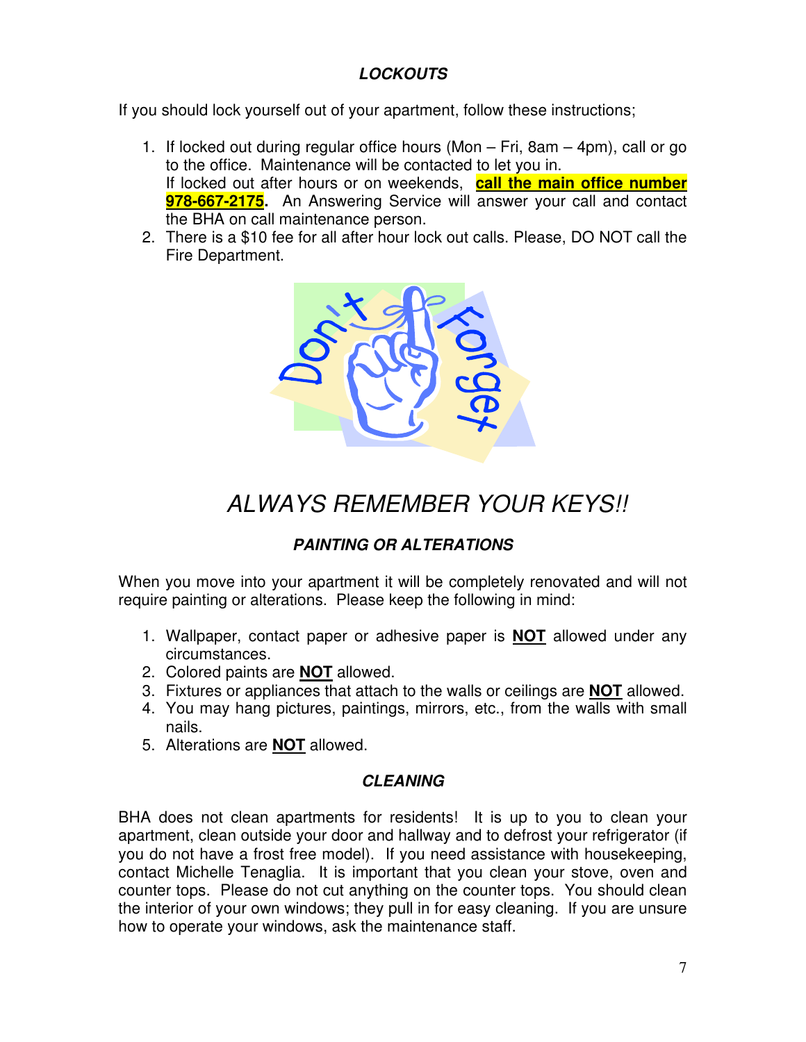## *LOCKOUTS*

If you should lock yourself out of your apartment, follow these instructions;

1. If locked out during regular office hours (Mon – Fri, 8am – 4pm), call or go to the office. Maintenance will be contacted to let you in.
   If locked out after hours or on weekends, **call the main office number 978-667-2175.** An Answering Service will answer your call and contact the BHA on call maintenance person.
2. There is a $10 fee for all after hour lock out calls. Please, DO NOT call the Fire Department.

*ALWAYS REMEMBER YOUR KEYS!!*

## *PAINTING OR ALTERATIONS*

When you move into your apartment it will be completely renovated and will not require painting or alterations. Please keep the following in mind:

1. Wallpaper, contact paper or adhesive paper is **NOT** allowed under any circumstances.
2. Colored paints are **NOT** allowed.
3. Fixtures or appliances that attach to the walls or ceilings are **NOT** allowed.
4. You may hang pictures, paintings, mirrors, etc., from the walls with small nails.
5. Alterations are **NOT** allowed.

## *CLEANING*

BHA does not clean apartments for residents! It is up to you to clean your apartment, clean outside your door and hallway and to defrost your refrigerator (if you do not have a frost free model). If you need assistance with housekeeping, contact Michelle Tenaglia. It is important that you clean your stove, oven and counter tops. Please do not cut anything on the counter tops. You should clean the interior of your own windows; they pull in for easy cleaning. If you are unsure how to operate your windows, ask the maintenance staff.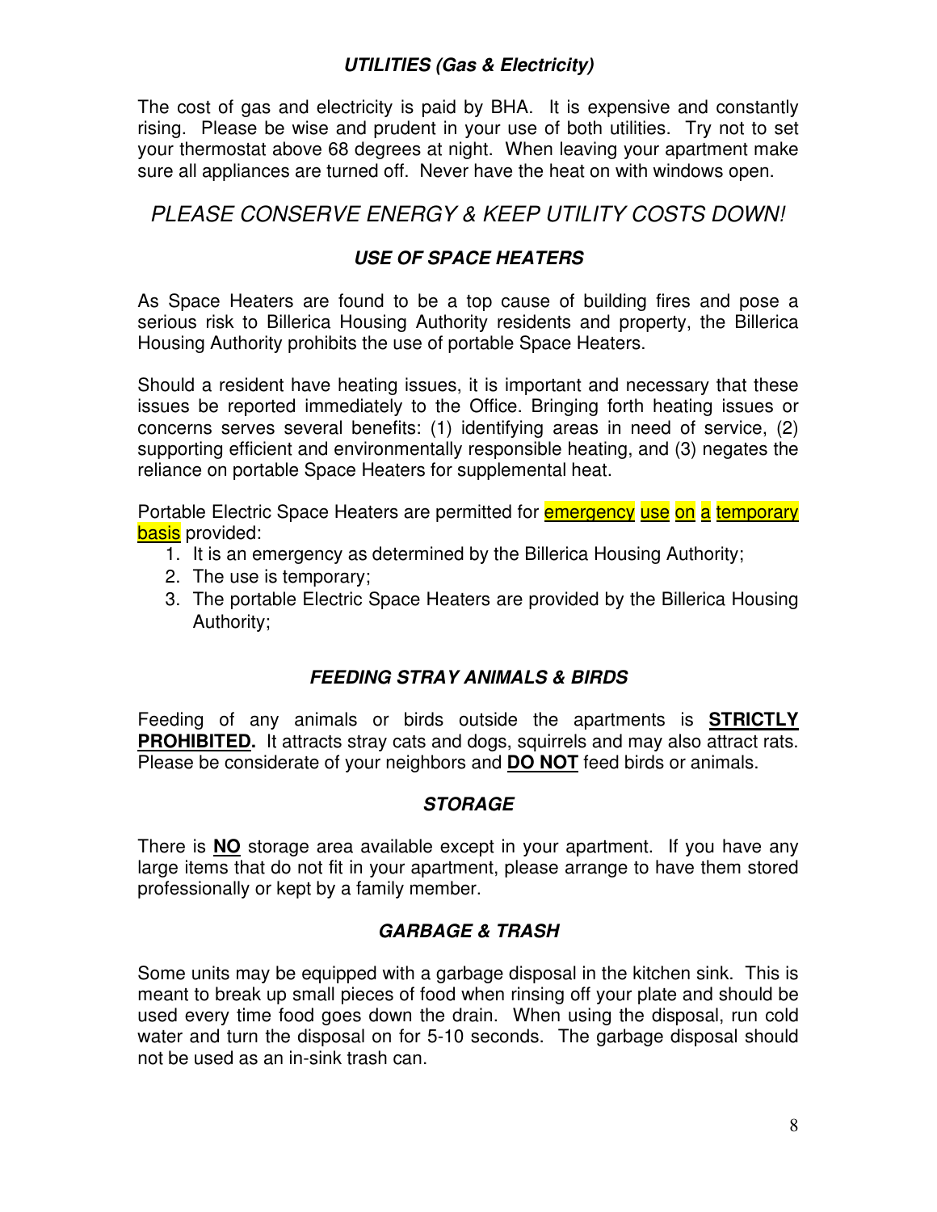### ***UTILITIES (Gas & Electricity)***

The cost of gas and electricity is paid by BHA. It is expensive and constantly rising. Please be wise and prudent in your use of both utilities. Try not to set your thermostat above 68 degrees at night. When leaving your apartment make sure all appliances are turned off. Never have the heat on with windows open.

## *PLEASE CONSERVE ENERGY & KEEP UTILITY COSTS DOWN!*

### ***USE OF SPACE HEATERS***

As Space Heaters are found to be a top cause of building fires and pose a serious risk to Billerica Housing Authority residents and property, the Billerica Housing Authority prohibits the use of portable Space Heaters.

Should a resident have heating issues, it is important and necessary that these issues be reported immediately to the Office. Bringing forth heating issues or concerns serves several benefits: (1) identifying areas in need of service, (2) supporting efficient and environmentally responsible heating, and (3) negates the reliance on portable Space Heaters for supplemental heat.

Portable Electric Space Heaters are permitted for emergency use on a temporary basis provided:

1. It is an emergency as determined by the Billerica Housing Authority;
2. The use is temporary;
3. The portable Electric Space Heaters are provided by the Billerica Housing Authority;

### ***FEEDING STRAY ANIMALS & BIRDS***

Feeding of any animals or birds outside the apartments is **STRICTLY PROHIBITED.** It attracts stray cats and dogs, squirrels and may also attract rats. Please be considerate of your neighbors and **DO NOT** feed birds or animals.

### ***STORAGE***

There is **NO** storage area available except in your apartment. If you have any large items that do not fit in your apartment, please arrange to have them stored professionally or kept by a family member.

### ***GARBAGE & TRASH***

Some units may be equipped with a garbage disposal in the kitchen sink. This is meant to break up small pieces of food when rinsing off your plate and should be used every time food goes down the drain. When using the disposal, run cold water and turn the disposal on for 5-10 seconds. The garbage disposal should not be used as an in-sink trash can.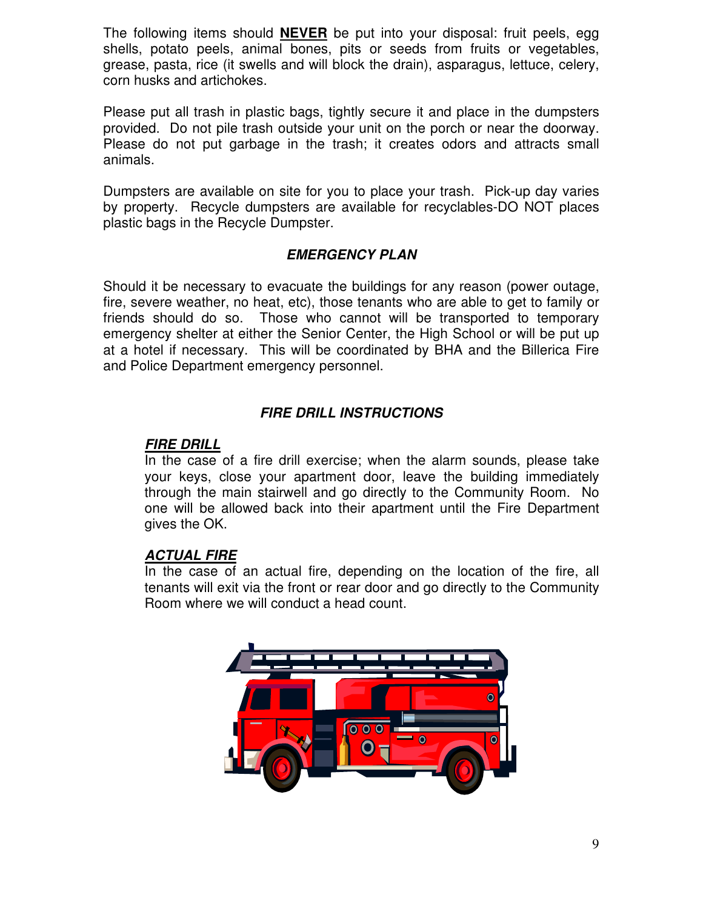The following items should **NEVER** be put into your disposal: fruit peels, egg shells, potato peels, animal bones, pits or seeds from fruits or vegetables, grease, pasta, rice (it swells and will block the drain), asparagus, lettuce, celery, corn husks and artichokes.

Please put all trash in plastic bags, tightly secure it and place in the dumpsters provided. Do not pile trash outside your unit on the porch or near the doorway. Please do not put garbage in the trash; it creates odors and attracts small animals.

Dumpsters are available on site for you to place your trash. Pick-up day varies by property. Recycle dumpsters are available for recyclables-DO NOT places plastic bags in the Recycle Dumpster.

## *EMERGENCY PLAN*

Should it be necessary to evacuate the buildings for any reason (power outage, fire, severe weather, no heat, etc), those tenants who are able to get to family or friends should do so. Those who cannot will be transported to temporary emergency shelter at either the Senior Center, the High School or will be put up at a hotel if necessary. This will be coordinated by BHA and the Billerica Fire and Police Department emergency personnel.

## *FIRE DRILL INSTRUCTIONS*

### ***FIRE DRILL***

In the case of a fire drill exercise; when the alarm sounds, please take your keys, close your apartment door, leave the building immediately through the main stairwell and go directly to the Community Room. No one will be allowed back into their apartment until the Fire Department gives the OK.

### ***ACTUAL FIRE***

In the case of an actual fire, depending on the location of the fire, all tenants will exit via the front or rear door and go directly to the Community Room where we will conduct a head count.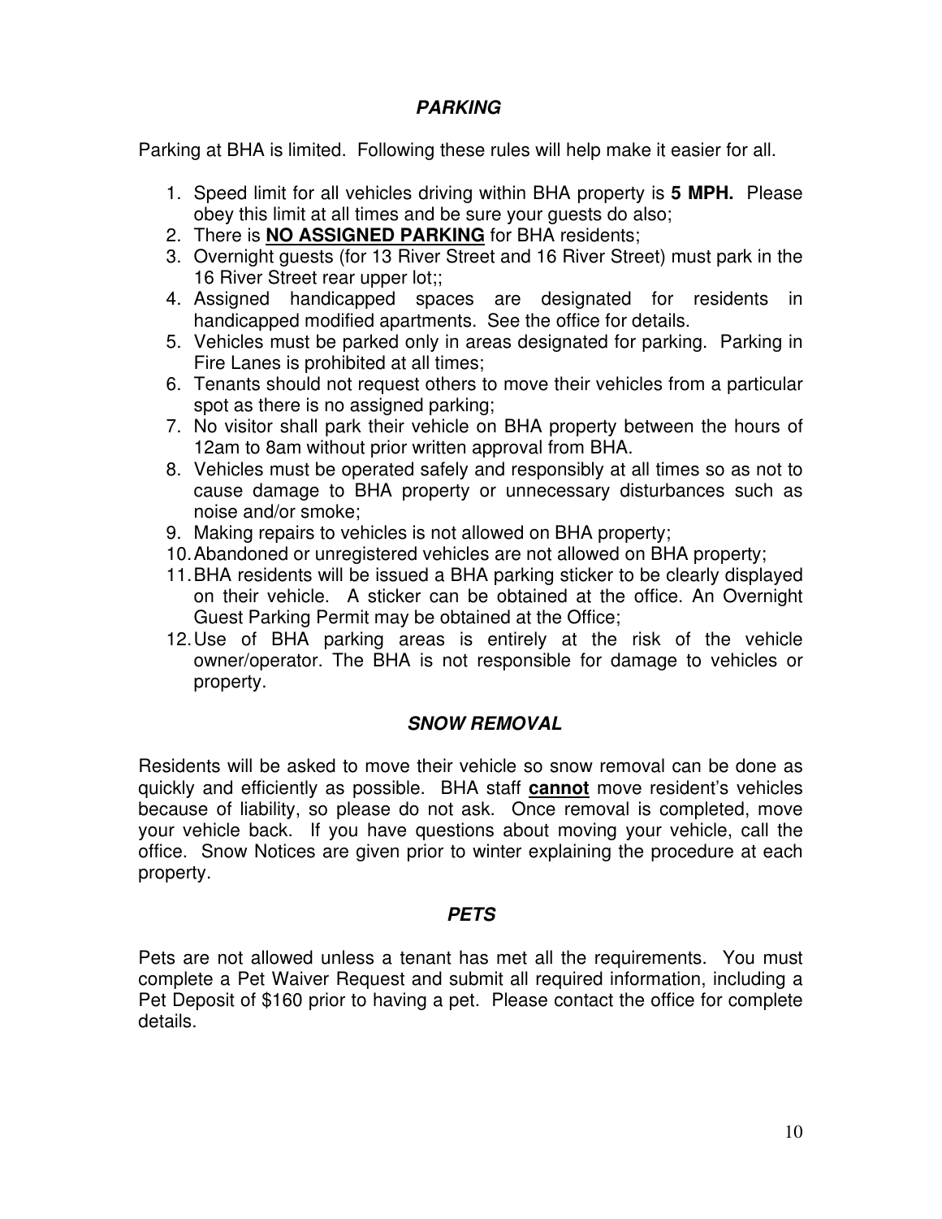### ***PARKING***

Parking at BHA is limited. Following these rules will help make it easier for all.

1. Speed limit for all vehicles driving within BHA property is **5 MPH.** Please obey this limit at all times and be sure your guests do also;
2. There is **NO ASSIGNED PARKING** for BHA residents;
3. Overnight guests (for 13 River Street and 16 River Street) must park in the 16 River Street rear upper lot;;
4. Assigned handicapped spaces are designated for residents in handicapped modified apartments. See the office for details.
5. Vehicles must be parked only in areas designated for parking. Parking in Fire Lanes is prohibited at all times;
6. Tenants should not request others to move their vehicles from a particular spot as there is no assigned parking;
7. No visitor shall park their vehicle on BHA property between the hours of 12am to 8am without prior written approval from BHA.
8. Vehicles must be operated safely and responsibly at all times so as not to cause damage to BHA property or unnecessary disturbances such as noise and/or smoke;
9. Making repairs to vehicles is not allowed on BHA property;
10. Abandoned or unregistered vehicles are not allowed on BHA property;
11. BHA residents will be issued a BHA parking sticker to be clearly displayed on their vehicle. A sticker can be obtained at the office. An Overnight Guest Parking Permit may be obtained at the Office;
12. Use of BHA parking areas is entirely at the risk of the vehicle owner/operator. The BHA is not responsible for damage to vehicles or property.

### ***SNOW REMOVAL***

Residents will be asked to move their vehicle so snow removal can be done as quickly and efficiently as possible. BHA staff **cannot** move resident's vehicles because of liability, so please do not ask. Once removal is completed, move your vehicle back. If you have questions about moving your vehicle, call the office. Snow Notices are given prior to winter explaining the procedure at each property.

### ***PETS***

Pets are not allowed unless a tenant has met all the requirements. You must complete a Pet Waiver Request and submit all required information, including a Pet Deposit of $160 prior to having a pet. Please contact the office for complete details.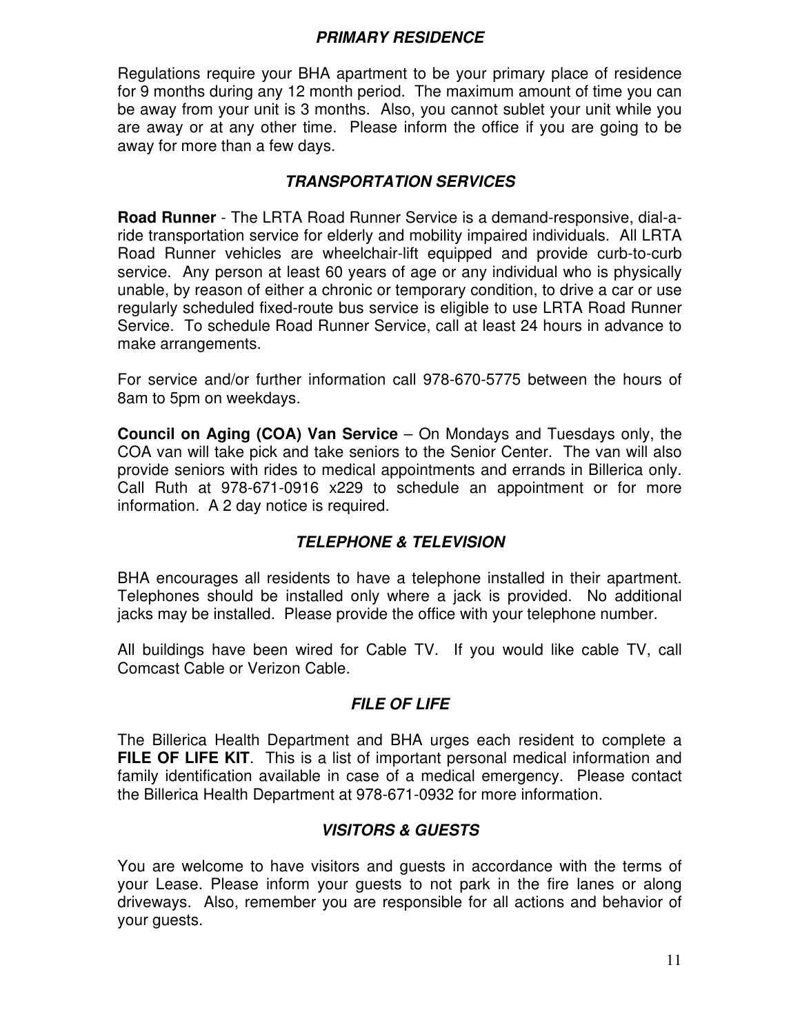## ***PRIMARY RESIDENCE***

Regulations require your BHA apartment to be your primary place of residence for 9 months during any 12 month period. The maximum amount of time you can be away from your unit is 3 months. Also, you cannot sublet your unit while you are away or at any other time. Please inform the office if you are going to be away for more than a few days.

## ***TRANSPORTATION SERVICES***

**Road Runner** - The LRTA Road Runner Service is a demand-responsive, dial-a-ride transportation service for elderly and mobility impaired individuals. All LRTA Road Runner vehicles are wheelchair-lift equipped and provide curb-to-curb service. Any person at least 60 years of age or any individual who is physically unable, by reason of either a chronic or temporary condition, to drive a car or use regularly scheduled fixed-route bus service is eligible to use LRTA Road Runner Service. To schedule Road Runner Service, call at least 24 hours in advance to make arrangements.

For service and/or further information call 978-670-5775 between the hours of 8am to 5pm on weekdays.

**Council on Aging (COA) Van Service** – On Mondays and Tuesdays only, the COA van will take pick and take seniors to the Senior Center. The van will also provide seniors with rides to medical appointments and errands in Billerica only. Call Ruth at 978-671-0916 x229 to schedule an appointment or for more information. A 2 day notice is required.

## ***TELEPHONE & TELEVISION***

BHA encourages all residents to have a telephone installed in their apartment. Telephones should be installed only where a jack is provided. No additional jacks may be installed. Please provide the office with your telephone number.

All buildings have been wired for Cable TV. If you would like cable TV, call Comcast Cable or Verizon Cable.

## ***FILE OF LIFE***

The Billerica Health Department and BHA urges each resident to complete a **FILE OF LIFE KIT**. This is a list of important personal medical information and family identification available in case of a medical emergency. Please contact the Billerica Health Department at 978-671-0932 for more information.

## ***VISITORS & GUESTS***

You are welcome to have visitors and guests in accordance with the terms of your Lease. Please inform your guests to not park in the fire lanes or along driveways. Also, remember you are responsible for all actions and behavior of your guests.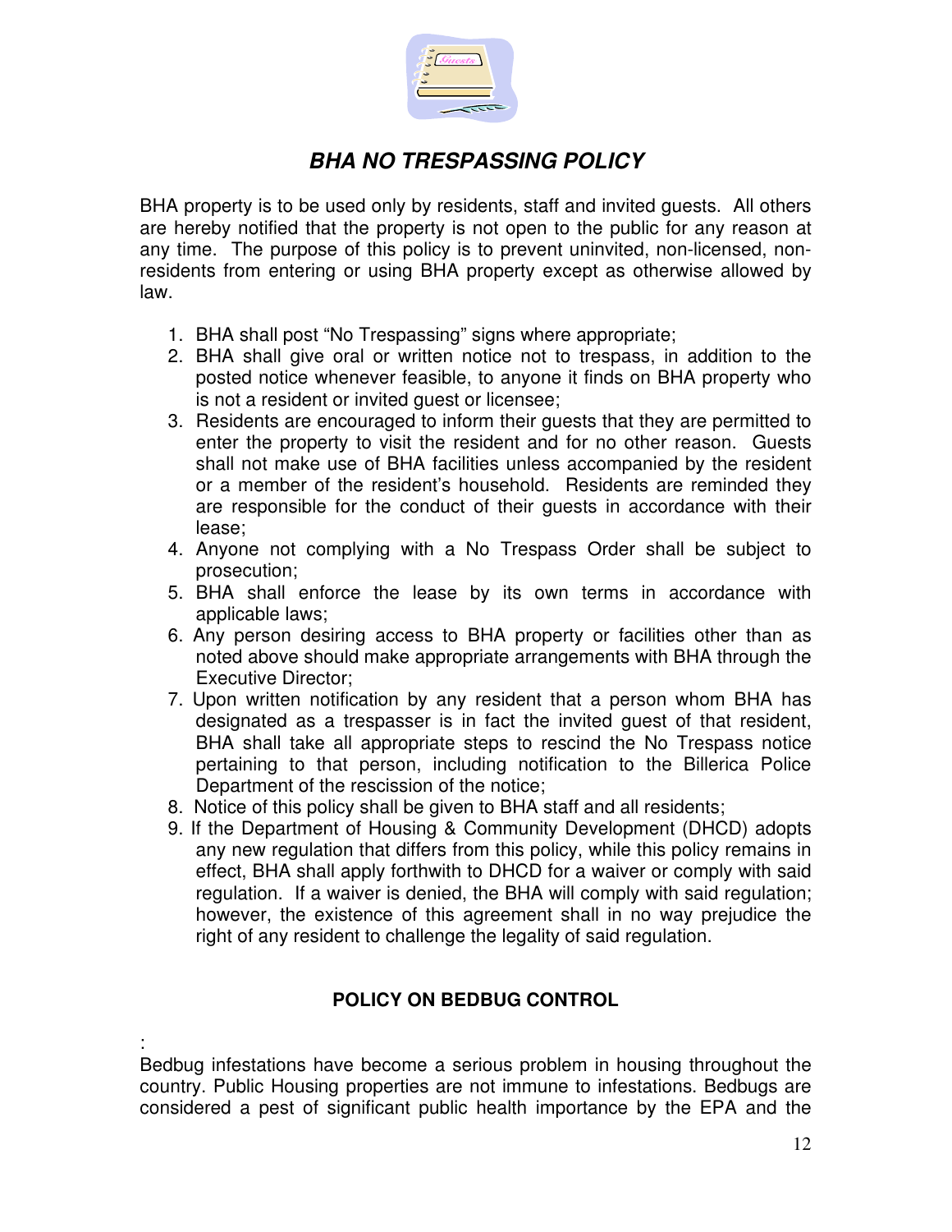## ***BHA NO TRESPASSING POLICY***

BHA property is to be used only by residents, staff and invited guests. All others are hereby notified that the property is not open to the public for any reason at any time. The purpose of this policy is to prevent uninvited, non-licensed, non-residents from entering or using BHA property except as otherwise allowed by law.

1. BHA shall post "No Trespassing" signs where appropriate;
2. BHA shall give oral or written notice not to trespass, in addition to the posted notice whenever feasible, to anyone it finds on BHA property who is not a resident or invited guest or licensee;
3. Residents are encouraged to inform their guests that they are permitted to enter the property to visit the resident and for no other reason. Guests shall not make use of BHA facilities unless accompanied by the resident or a member of the resident's household. Residents are reminded they are responsible for the conduct of their guests in accordance with their lease;
4. Anyone not complying with a No Trespass Order shall be subject to prosecution;
5. BHA shall enforce the lease by its own terms in accordance with applicable laws;
6. Any person desiring access to BHA property or facilities other than as noted above should make appropriate arrangements with BHA through the Executive Director;
7. Upon written notification by any resident that a person whom BHA has designated as a trespasser is in fact the invited guest of that resident, BHA shall take all appropriate steps to rescind the No Trespass notice pertaining to that person, including notification to the Billerica Police Department of the rescission of the notice;
8. Notice of this policy shall be given to BHA staff and all residents;
9. If the Department of Housing & Community Development (DHCD) adopts any new regulation that differs from this policy, while this policy remains in effect, BHA shall apply forthwith to DHCD for a waiver or comply with said regulation. If a waiver is denied, the BHA will comply with said regulation; however, the existence of this agreement shall in no way prejudice the right of any resident to challenge the legality of said regulation.

### **POLICY ON BEDBUG CONTROL**

:
Bedbug infestations have become a serious problem in housing throughout the country. Public Housing properties are not immune to infestations. Bedbugs are considered a pest of significant public health importance by the EPA and the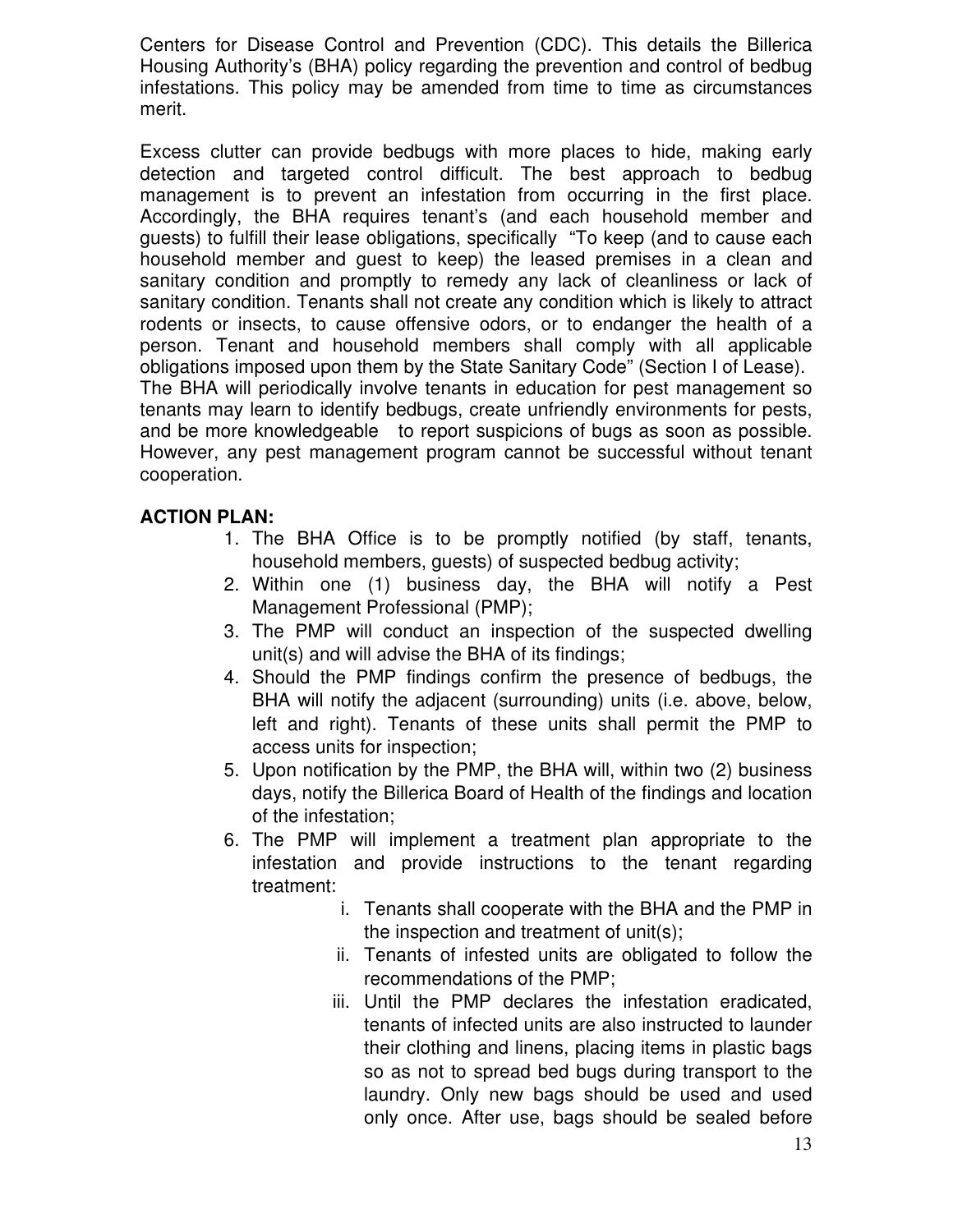Centers for Disease Control and Prevention (CDC). This details the Billerica Housing Authority's (BHA) policy regarding the prevention and control of bedbug infestations. This policy may be amended from time to time as circumstances merit.

Excess clutter can provide bedbugs with more places to hide, making early detection and targeted control difficult. The best approach to bedbug management is to prevent an infestation from occurring in the first place. Accordingly, the BHA requires tenant's (and each household member and guests) to fulfill their lease obligations, specifically "To keep (and to cause each household member and guest to keep) the leased premises in a clean and sanitary condition and promptly to remedy any lack of cleanliness or lack of sanitary condition. Tenants shall not create any condition which is likely to attract rodents or insects, to cause offensive odors, or to endanger the health of a person. Tenant and household members shall comply with all applicable obligations imposed upon them by the State Sanitary Code" (Section I of Lease).
The BHA will periodically involve tenants in education for pest management so tenants may learn to identify bedbugs, create unfriendly environments for pests, and be more knowledgeable to report suspicions of bugs as soon as possible. However, any pest management program cannot be successful without tenant cooperation.

**ACTION PLAN:**

1. The BHA Office is to be promptly notified (by staff, tenants, household members, guests) of suspected bedbug activity;
2. Within one (1) business day, the BHA will notify a Pest Management Professional (PMP);
3. The PMP will conduct an inspection of the suspected dwelling unit(s) and will advise the BHA of its findings;
4. Should the PMP findings confirm the presence of bedbugs, the BHA will notify the adjacent (surrounding) units (i.e. above, below, left and right). Tenants of these units shall permit the PMP to access units for inspection;
5. Upon notification by the PMP, the BHA will, within two (2) business days, notify the Billerica Board of Health of the findings and location of the infestation;
6. The PMP will implement a treatment plan appropriate to the infestation and provide instructions to the tenant regarding treatment:
   i. Tenants shall cooperate with the BHA and the PMP in the inspection and treatment of unit(s);
   ii. Tenants of infested units are obligated to follow the recommendations of the PMP;
   iii. Until the PMP declares the infestation eradicated, tenants of infected units are also instructed to launder their clothing and linens, placing items in plastic bags so as not to spread bed bugs during transport to the laundry. Only new bags should be used and used only once. After use, bags should be sealed before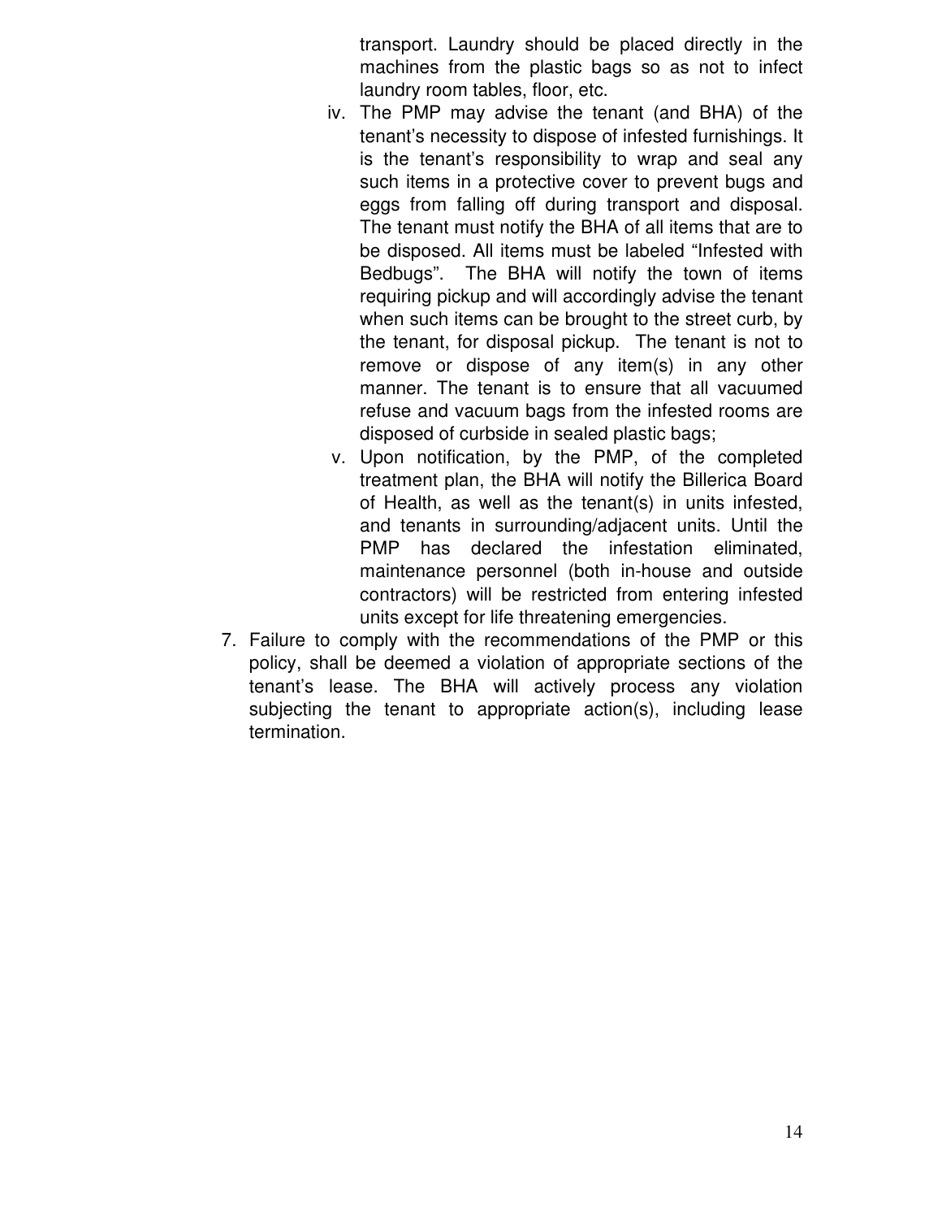transport. Laundry should be placed directly in the machines from the plastic bags so as not to infect laundry room tables, floor, etc.

iv. The PMP may advise the tenant (and BHA) of the tenant's necessity to dispose of infested furnishings. It is the tenant's responsibility to wrap and seal any such items in a protective cover to prevent bugs and eggs from falling off during transport and disposal. The tenant must notify the BHA of all items that are to be disposed. All items must be labeled "Infested with Bedbugs". The BHA will notify the town of items requiring pickup and will accordingly advise the tenant when such items can be brought to the street curb, by the tenant, for disposal pickup. The tenant is not to remove or dispose of any item(s) in any other manner. The tenant is to ensure that all vacuumed refuse and vacuum bags from the infested rooms are disposed of curbside in sealed plastic bags;

v. Upon notification, by the PMP, of the completed treatment plan, the BHA will notify the Billerica Board of Health, as well as the tenant(s) in units infested, and tenants in surrounding/adjacent units. Until the PMP has declared the infestation eliminated, maintenance personnel (both in-house and outside contractors) will be restricted from entering infested units except for life threatening emergencies.

7. Failure to comply with the recommendations of the PMP or this policy, shall be deemed a violation of appropriate sections of the tenant's lease. The BHA will actively process any violation subjecting the tenant to appropriate action(s), including lease termination.